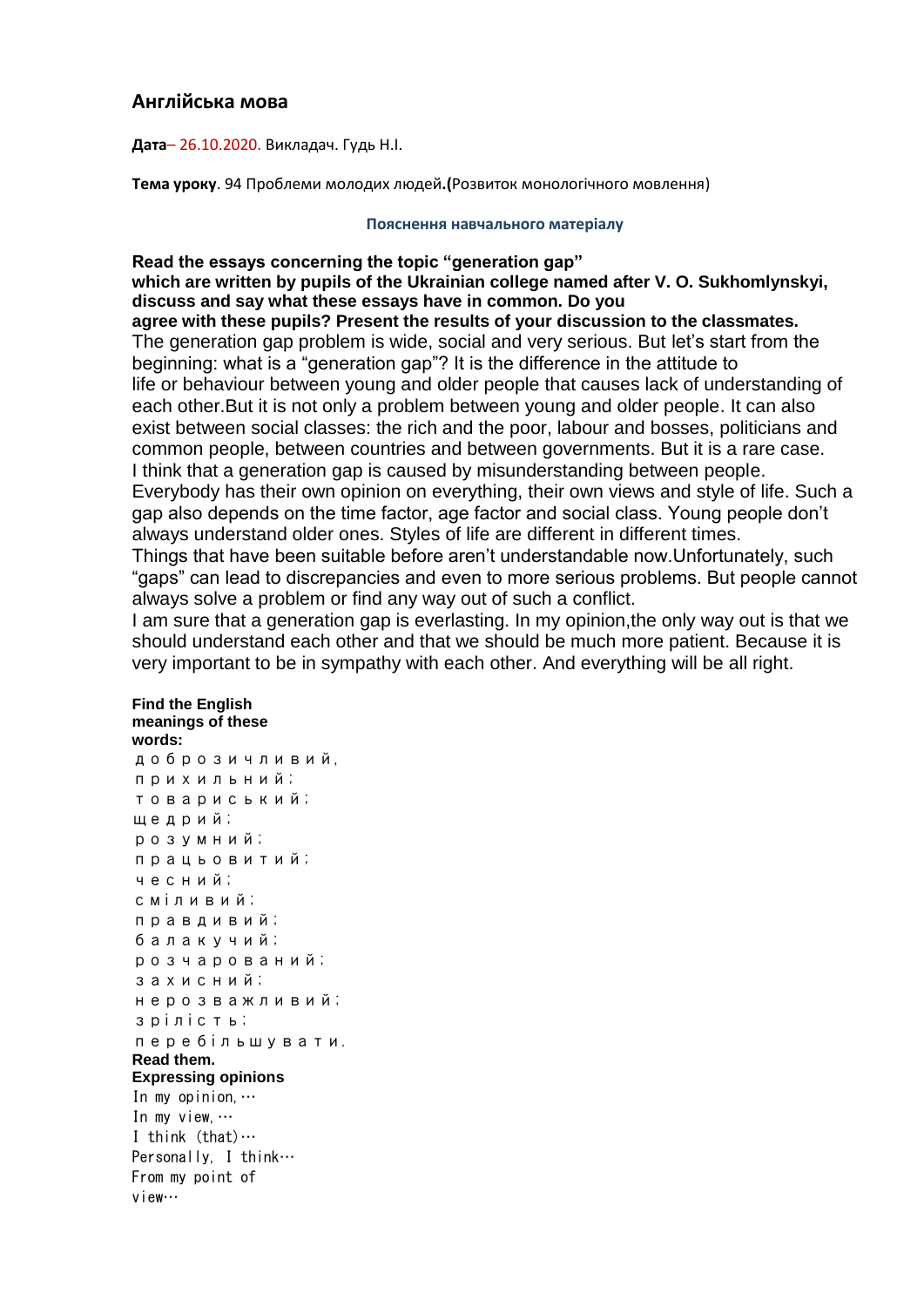## Англійська мова

**Дата**– 26.10.2020. Викладач. Гудь Н.І.

**Тема уроку**. 94 Проблеми молодих людей**.(**Розвиток монологічного мовлення)

**Пояснення навчального матеріалу**

**Read the essays concerning the topic "generation gap" which are written by pupils of the Ukrainian college named after V. O. Sukhomlynskyi, discuss and say what these essays have in common. Do you agree with these pupils? Present the results of your discussion to the classmates.**

The generation gap problem is wide, social and very serious. But let's start from the beginning: what is a "generation gap"? It is the difference in the attitude to life or behaviour between young and older people that causes lack of understanding of each other.But it is not only a problem between young and older people. It can also exist between social classes: the rich and the poor, labour and bosses, politicians and common people, between countries and between governments. But it is a rare case.

I think that a generation gap is caused by misunderstanding between people. Everybody has their own opinion on everything, their own views and style of life. Such a gap also depends on the time factor, age factor and social class. Young people don't always understand older ones. Styles of life are different in different times.

Things that have been suitable before aren't understandable now.Unfortunately, such "gaps" can lead to discrepancies and even to more serious problems. But people cannot always solve a problem or find any way out of such a conflict.

I am sure that a generation gap is everlasting. In my opinion,the only way out is that we should understand each other and that we should be much more patient. Because it is very important to be in sympathy with each other. And everything will be all right.

**Find the English meanings of these words:**

доброзичливий,
прихильний;
товариський;
щедрий;
розумний;
працьовитий;
чесний;
сміливий;
правдивий;
балакучий;
розчарований;
захисний;
нерозважливий;
зрілість;
перебільшувати.

**Read them.**

**Expressing opinions**

In my opinion,…
In my view,…
I think (that)…
Personally, I think…
From my point of view…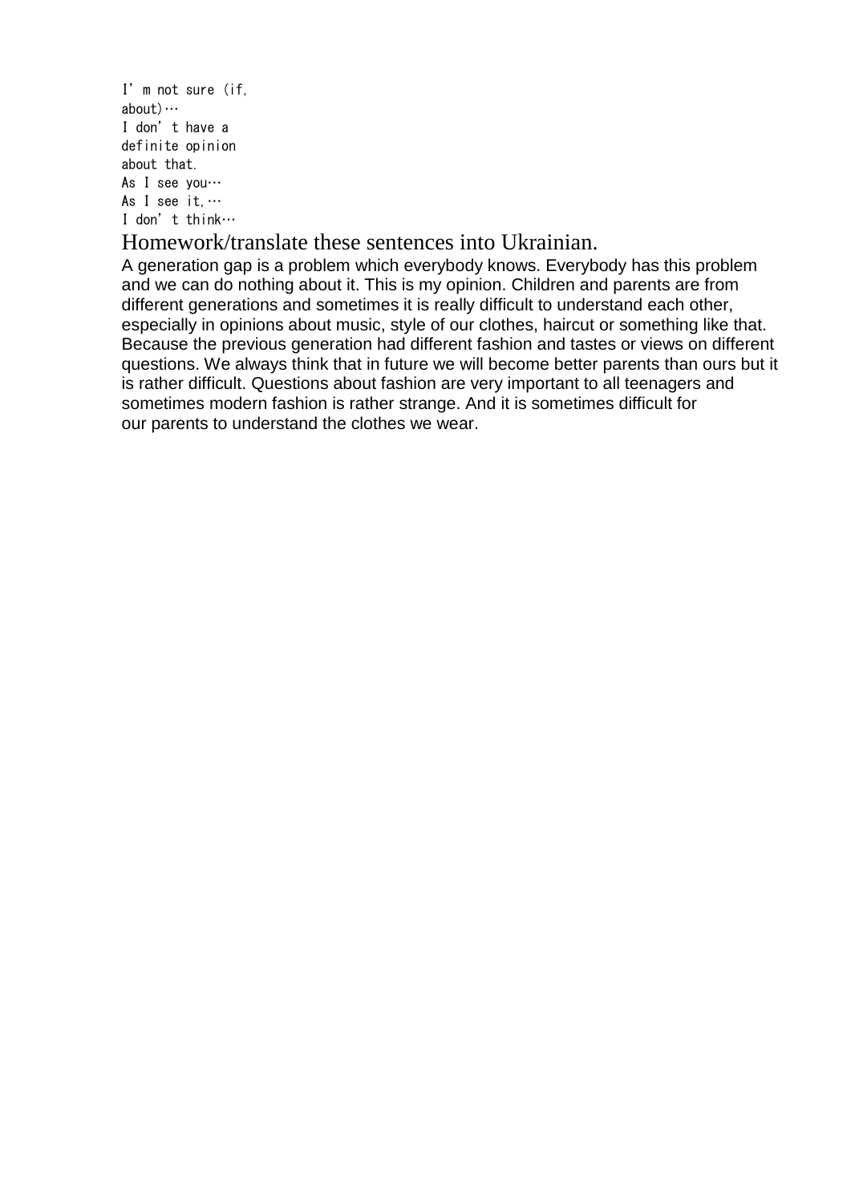I'm not sure (if, about)…
I don't have a definite opinion about that.
As I see you…
As I see it, …
I don't think…

Homework/translate these sentences into Ukrainian.

A generation gap is a problem which everybody knows. Everybody has this problem and we can do nothing about it. This is my opinion. Children and parents are from different generations and sometimes it is really difficult to understand each other, especially in opinions about music, style of our clothes, haircut or something like that. Because the previous generation had different fashion and tastes or views on different questions. We always think that in future we will become better parents than ours but it is rather difficult. Questions about fashion are very important to all teenagers and sometimes modern fashion is rather strange. And it is sometimes difficult for our parents to understand the clothes we wear.